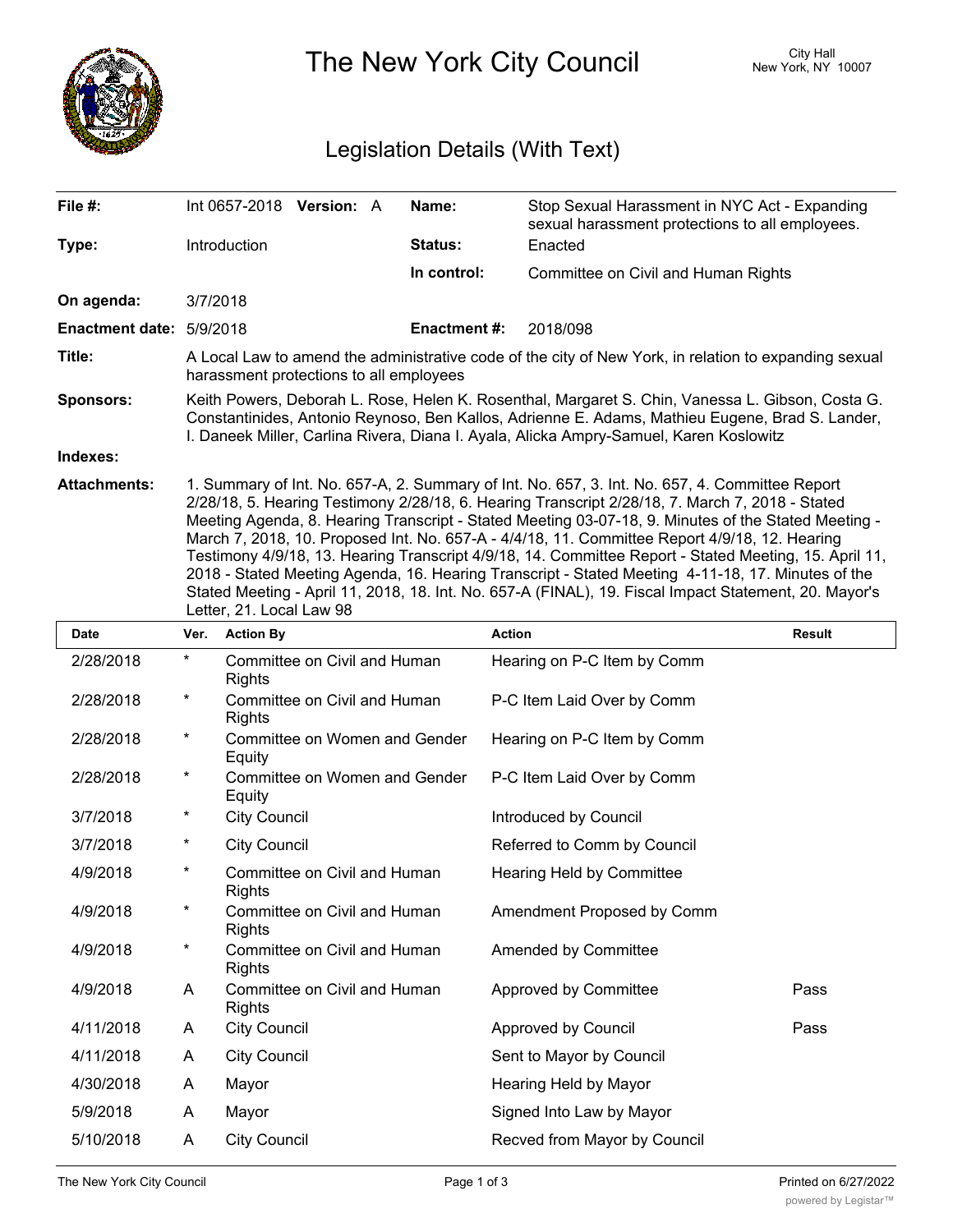# The New York City Council

City Hall
New York, NY 10007

## Legislation Details (With Text)

| | | | |
|---|---|---|---|
| **File #:** | Int 0657-2018 **Version:** A | **Name:** | Stop Sexual Harassment in NYC Act - Expanding sexual harassment protections to all employees. |
| **Type:** | Introduction | **Status:** | Enacted |
| | | **In control:** | Committee on Civil and Human Rights |
| **On agenda:** | 3/7/2018 | | |
| **Enactment date:** | 5/9/2018 | **Enactment #:** | 2018/098 |

**Title:** A Local Law to amend the administrative code of the city of New York, in relation to expanding sexual harassment protections to all employees

**Sponsors:** Keith Powers, Deborah L. Rose, Helen K. Rosenthal, Margaret S. Chin, Vanessa L. Gibson, Costa G. Constantinides, Antonio Reynoso, Ben Kallos, Adrienne E. Adams, Mathieu Eugene, Brad S. Lander, I. Daneek Miller, Carlina Rivera, Diana I. Ayala, Alicka Ampry-Samuel, Karen Koslowitz

**Indexes:**

**Attachments:** 1. Summary of Int. No. 657-A, 2. Summary of Int. No. 657, 3. Int. No. 657, 4. Committee Report 2/28/18, 5. Hearing Testimony 2/28/18, 6. Hearing Transcript 2/28/18, 7. March 7, 2018 - Stated Meeting Agenda, 8. Hearing Transcript - Stated Meeting 03-07-18, 9. Minutes of the Stated Meeting - March 7, 2018, 10. Proposed Int. No. 657-A - 4/4/18, 11. Committee Report 4/9/18, 12. Hearing Testimony 4/9/18, 13. Hearing Transcript 4/9/18, 14. Committee Report - Stated Meeting, 15. April 11, 2018 - Stated Meeting Agenda, 16. Hearing Transcript - Stated Meeting 4-11-18, 17. Minutes of the Stated Meeting - April 11, 2018, 18. Int. No. 657-A (FINAL), 19. Fiscal Impact Statement, 20. Mayor's Letter, 21. Local Law 98

| Date | Ver. | Action By | Action | Result |
|---|---|---|---|---|
| 2/28/2018 | * | Committee on Civil and Human Rights | Hearing on P-C Item by Comm | |
| 2/28/2018 | * | Committee on Civil and Human Rights | P-C Item Laid Over by Comm | |
| 2/28/2018 | * | Committee on Women and Gender Equity | Hearing on P-C Item by Comm | |
| 2/28/2018 | * | Committee on Women and Gender Equity | P-C Item Laid Over by Comm | |
| 3/7/2018 | * | City Council | Introduced by Council | |
| 3/7/2018 | * | City Council | Referred to Comm by Council | |
| 4/9/2018 | * | Committee on Civil and Human Rights | Hearing Held by Committee | |
| 4/9/2018 | * | Committee on Civil and Human Rights | Amendment Proposed by Comm | |
| 4/9/2018 | * | Committee on Civil and Human Rights | Amended by Committee | |
| 4/9/2018 | A | Committee on Civil and Human Rights | Approved by Committee | Pass |
| 4/11/2018 | A | City Council | Approved by Council | Pass |
| 4/11/2018 | A | City Council | Sent to Mayor by Council | |
| 4/30/2018 | A | Mayor | Hearing Held by Mayor | |
| 5/9/2018 | A | Mayor | Signed Into Law by Mayor | |
| 5/10/2018 | A | City Council | Recved from Mayor by Council | |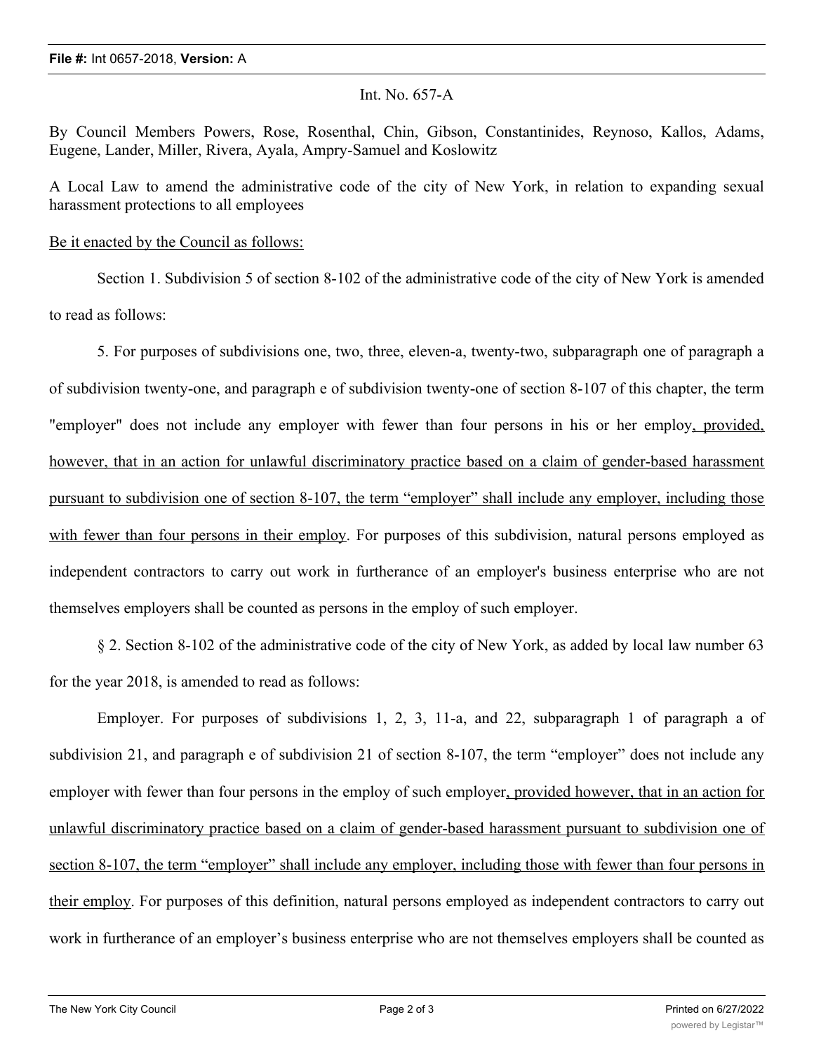Int. No. 657-A

By Council Members Powers, Rose, Rosenthal, Chin, Gibson, Constantinides, Reynoso, Kallos, Adams, Eugene, Lander, Miller, Rivera, Ayala, Ampry-Samuel and Koslowitz

A Local Law to amend the administrative code of the city of New York, in relation to expanding sexual harassment protections to all employees

Be it enacted by the Council as follows:

Section 1. Subdivision 5 of section 8-102 of the administrative code of the city of New York is amended to read as follows:

5. For purposes of subdivisions one, two, three, eleven-a, twenty-two, subparagraph one of paragraph a of subdivision twenty-one, and paragraph e of subdivision twenty-one of section 8-107 of this chapter, the term "employer" does not include any employer with fewer than four persons in his or her employ, provided, however, that in an action for unlawful discriminatory practice based on a claim of gender-based harassment pursuant to subdivision one of section 8-107, the term "employer" shall include any employer, including those with fewer than four persons in their employ. For purposes of this subdivision, natural persons employed as independent contractors to carry out work in furtherance of an employer's business enterprise who are not themselves employers shall be counted as persons in the employ of such employer.

§ 2. Section 8-102 of the administrative code of the city of New York, as added by local law number 63 for the year 2018, is amended to read as follows:

Employer. For purposes of subdivisions 1, 2, 3, 11-a, and 22, subparagraph 1 of paragraph a of subdivision 21, and paragraph e of subdivision 21 of section 8-107, the term "employer" does not include any employer with fewer than four persons in the employ of such employer, provided however, that in an action for unlawful discriminatory practice based on a claim of gender-based harassment pursuant to subdivision one of section 8-107, the term "employer" shall include any employer, including those with fewer than four persons in their employ. For purposes of this definition, natural persons employed as independent contractors to carry out work in furtherance of an employer's business enterprise who are not themselves employers shall be counted as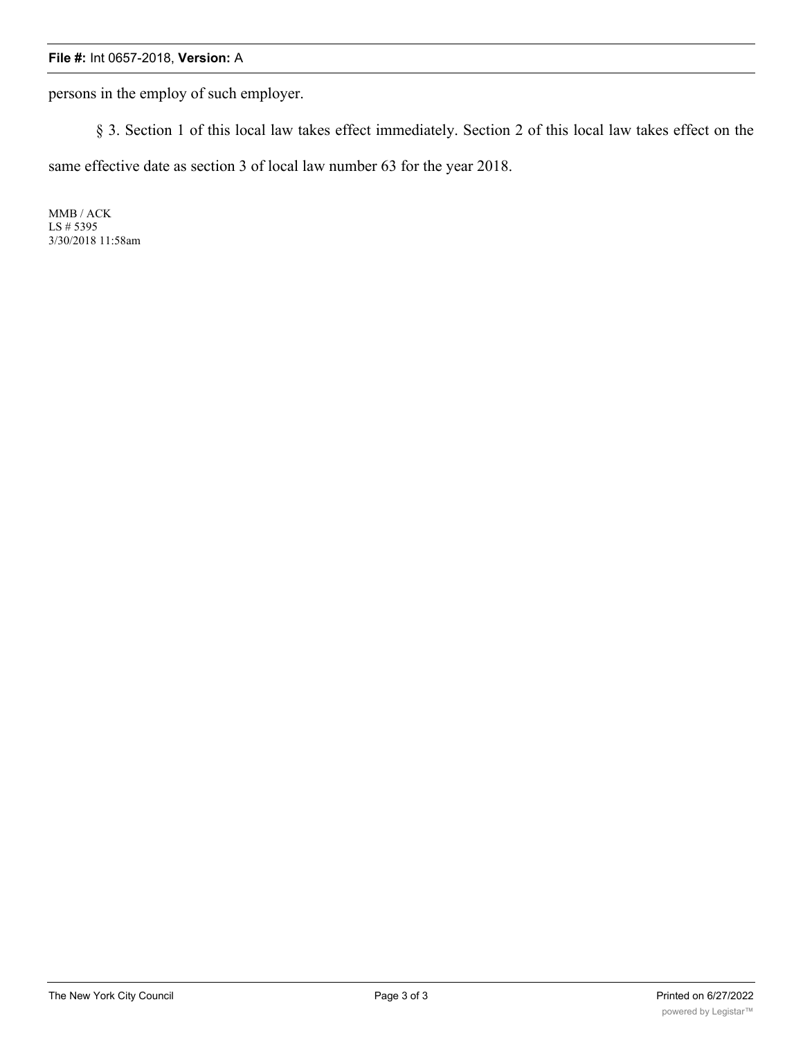persons in the employ of such employer.

§ 3. Section 1 of this local law takes effect immediately. Section 2 of this local law takes effect on the same effective date as section 3 of local law number 63 for the year 2018.

MMB / ACK
LS # 5395
3/30/2018 11:58am